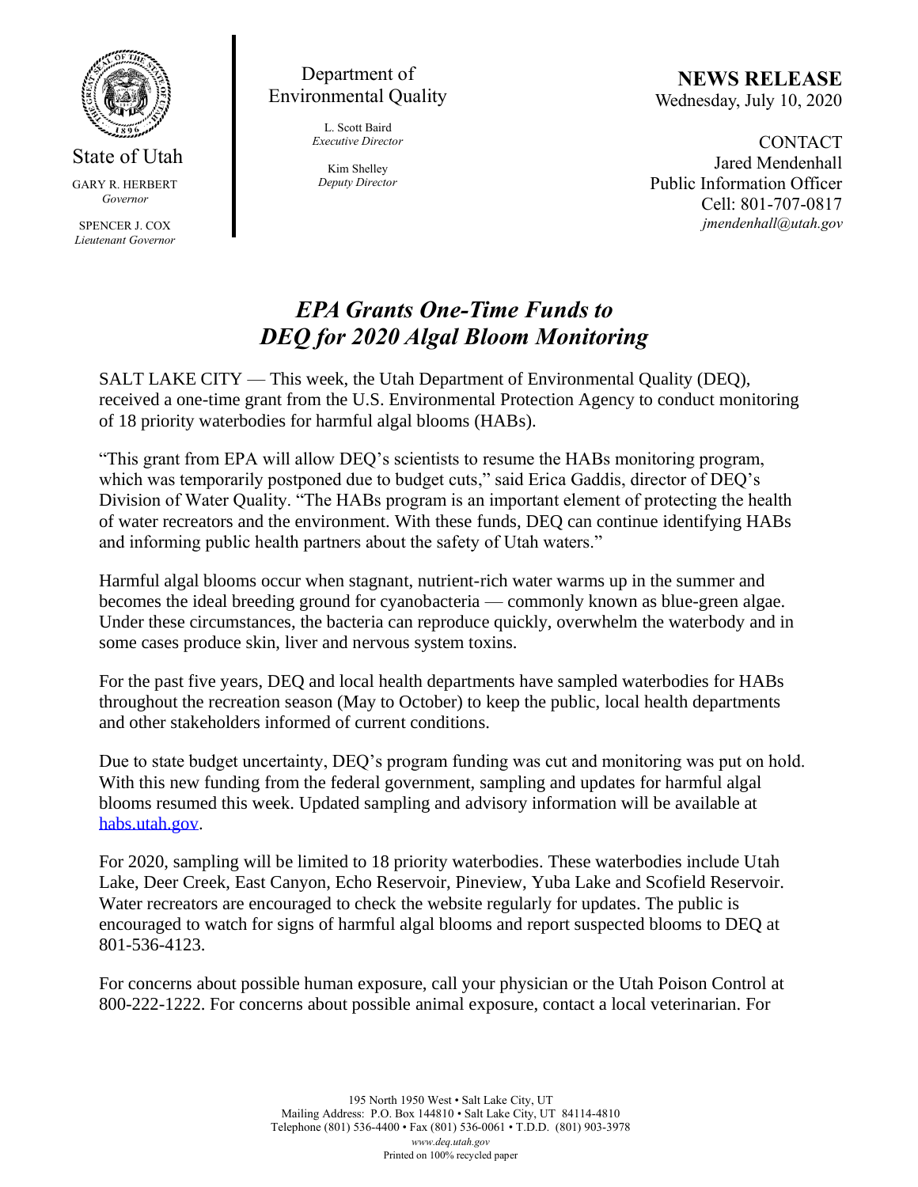State of Utah

GARY R. HERBERT
*Governor*

SPENCER J. COX
*Lieutenant Governor*

Department of Environmental Quality

L. Scott Baird
*Executive Director*

Kim Shelley
*Deputy Director*

**NEWS RELEASE**
Wednesday, July 10, 2020

CONTACT
Jared Mendenhall
Public Information Officer
Cell: 801-707-0817
*jmendenhall@utah.gov*

# *EPA Grants One-Time Funds to DEQ for 2020 Algal Bloom Monitoring*

SALT LAKE CITY — This week, the Utah Department of Environmental Quality (DEQ), received a one-time grant from the U.S. Environmental Protection Agency to conduct monitoring of 18 priority waterbodies for harmful algal blooms (HABs).

"This grant from EPA will allow DEQ's scientists to resume the HABs monitoring program, which was temporarily postponed due to budget cuts," said Erica Gaddis, director of DEQ's Division of Water Quality. "The HABs program is an important element of protecting the health of water recreators and the environment. With these funds, DEQ can continue identifying HABs and informing public health partners about the safety of Utah waters."

Harmful algal blooms occur when stagnant, nutrient-rich water warms up in the summer and becomes the ideal breeding ground for cyanobacteria — commonly known as blue-green algae. Under these circumstances, the bacteria can reproduce quickly, overwhelm the waterbody and in some cases produce skin, liver and nervous system toxins.

For the past five years, DEQ and local health departments have sampled waterbodies for HABs throughout the recreation season (May to October) to keep the public, local health departments and other stakeholders informed of current conditions.

Due to state budget uncertainty, DEQ's program funding was cut and monitoring was put on hold. With this new funding from the federal government, sampling and updates for harmful algal blooms resumed this week. Updated sampling and advisory information will be available at habs.utah.gov.

For 2020, sampling will be limited to 18 priority waterbodies. These waterbodies include Utah Lake, Deer Creek, East Canyon, Echo Reservoir, Pineview, Yuba Lake and Scofield Reservoir. Water recreators are encouraged to check the website regularly for updates. The public is encouraged to watch for signs of harmful algal blooms and report suspected blooms to DEQ at 801-536-4123.

For concerns about possible human exposure, call your physician or the Utah Poison Control at 800-222-1222. For concerns about possible animal exposure, contact a local veterinarian. For

195 North 1950 West • Salt Lake City, UT
Mailing Address: P.O. Box 144810 • Salt Lake City, UT 84114-4810
Telephone (801) 536-4400 • Fax (801) 536-0061 • T.D.D. (801) 903-3978
*www.deq.utah.gov*
Printed on 100% recycled paper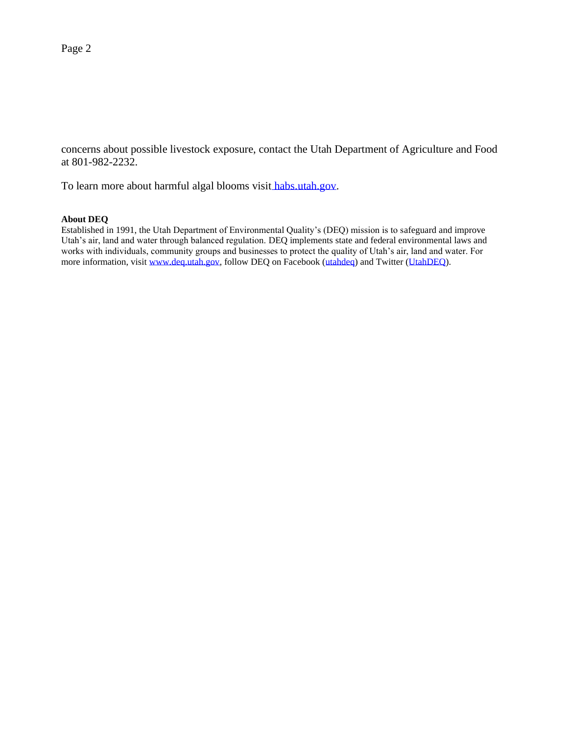concerns about possible livestock exposure, contact the Utah Department of Agriculture and Food at 801-982-2232.

To learn more about harmful algal blooms visit habs.utah.gov.

**About DEQ**
Established in 1991, the Utah Department of Environmental Quality's (DEQ) mission is to safeguard and improve Utah's air, land and water through balanced regulation. DEQ implements state and federal environmental laws and works with individuals, community groups and businesses to protect the quality of Utah's air, land and water. For more information, visit www.deq.utah.gov, follow DEQ on Facebook (utahdeq) and Twitter (UtahDEQ).